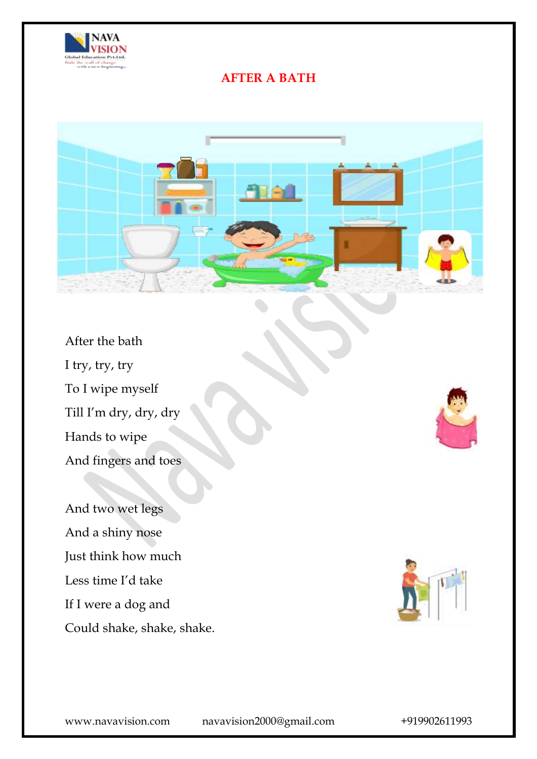# AFTER A BATH

After the bath

I try, try, try

To I wipe myself

Till I'm dry, dry, dry

Hands to wipe

And fingers and toes

And two wet legs

And a shiny nose

Just think how much

Less time I'd take

If I were a dog and

Could shake, shake, shake.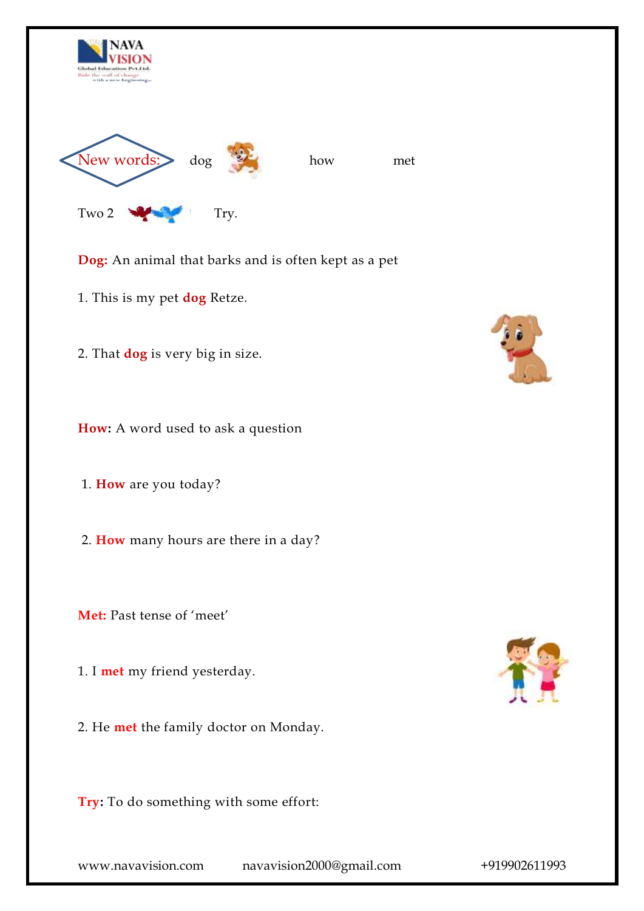New words: dog how met

Two 2 Try.

**Dog:** An animal that barks and is often kept as a pet

1. This is my pet **dog** Retze.

2. That **dog** is very big in size.

**How:** A word used to ask a question

1. **How** are you today?

2. **How** many hours are there in a day?

**Met:** Past tense of 'meet'

1. I **met** my friend yesterday.

2. He **met** the family doctor on Monday.

**Try:** To do something with some effort:

www.navavision.com navavision2000@gmail.com +919902611993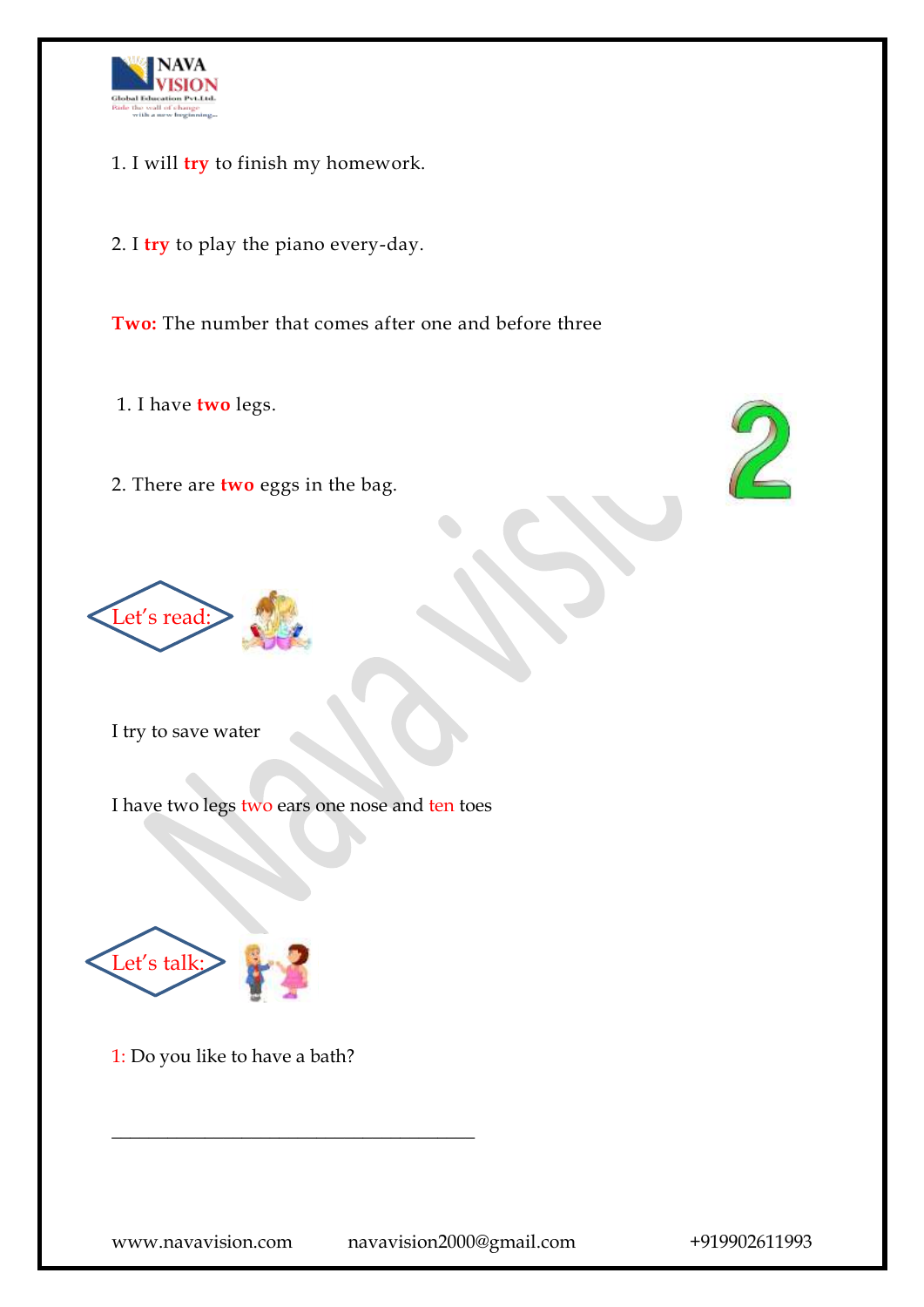1. I will **try** to finish my homework.

2. I **try** to play the piano every-day.

**Two:** The number that comes after one and before three

1. I have **two** legs.

2. There are **two** eggs in the bag.

## Let's read:

I try to save water

I have two legs two ears one nose and ten toes

## Let's talk:

1: Do you like to have a bath?

_______________________________________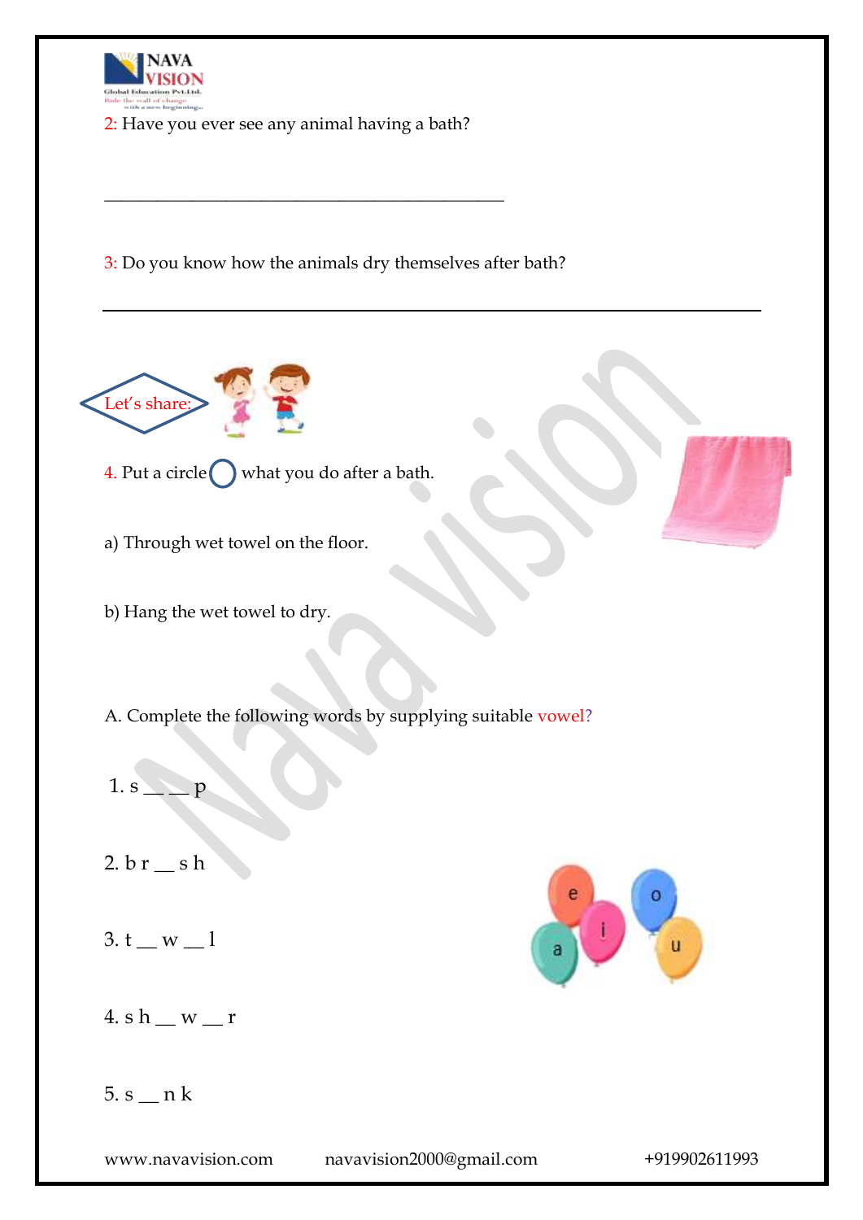2: Have you ever see any animal having a bath?

_______________________________________________

3: Do you know how the animals dry themselves after bath?

_______________________________________________

Let's share:

4. Put a circle ◯ what you do after a bath.

a) Through wet towel on the floor.

b) Hang the wet towel to dry.

A. Complete the following words by supplying suitable vowel?

1. s __ __ p

2. b r __ s h

3. t __ w __ l

4. s h __ w __ r

5. s __ n k

e o i a u

www.navavision.com navavision2000@gmail.com +919902611993